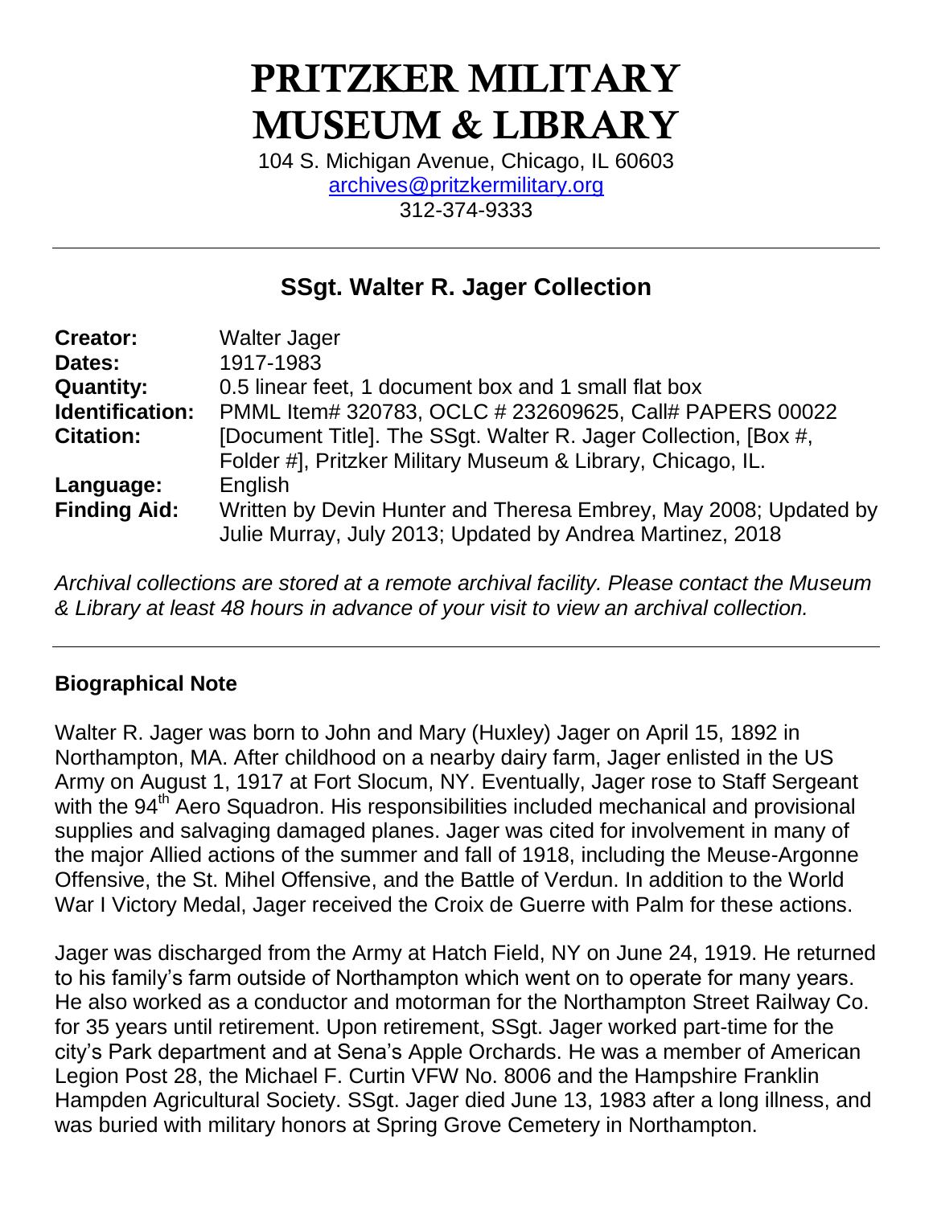# PRITZKER MILITARY MUSEUM & LIBRARY

104 S. Michigan Avenue, Chicago, IL 60603
archives@pritzkermilitary.org
312-374-9333

---

## SSgt. Walter R. Jager Collection

| | |
|---|---|
| **Creator:** | Walter Jager |
| **Dates:** | 1917-1983 |
| **Quantity:** | 0.5 linear feet, 1 document box and 1 small flat box |
| **Identification:** | PMML Item# 320783, OCLC # 232609625, Call# PAPERS 00022 |
| **Citation:** | [Document Title]. The SSgt. Walter R. Jager Collection, [Box #, Folder #], Pritzker Military Museum & Library, Chicago, IL. |
| **Language:** | English |
| **Finding Aid:** | Written by Devin Hunter and Theresa Embrey, May 2008; Updated by Julie Murray, July 2013; Updated by Andrea Martinez, 2018 |

*Archival collections are stored at a remote archival facility. Please contact the Museum & Library at least 48 hours in advance of your visit to view an archival collection.*

---

### Biographical Note

Walter R. Jager was born to John and Mary (Huxley) Jager on April 15, 1892 in Northampton, MA. After childhood on a nearby dairy farm, Jager enlisted in the US Army on August 1, 1917 at Fort Slocum, NY. Eventually, Jager rose to Staff Sergeant with the 94th Aero Squadron. His responsibilities included mechanical and provisional supplies and salvaging damaged planes. Jager was cited for involvement in many of the major Allied actions of the summer and fall of 1918, including the Meuse-Argonne Offensive, the St. Mihel Offensive, and the Battle of Verdun. In addition to the World War I Victory Medal, Jager received the Croix de Guerre with Palm for these actions.

Jager was discharged from the Army at Hatch Field, NY on June 24, 1919. He returned to his family's farm outside of Northampton which went on to operate for many years. He also worked as a conductor and motorman for the Northampton Street Railway Co. for 35 years until retirement. Upon retirement, SSgt. Jager worked part-time for the city's Park department and at Sena's Apple Orchards. He was a member of American Legion Post 28, the Michael F. Curtin VFW No. 8006 and the Hampshire Franklin Hampden Agricultural Society. SSgt. Jager died June 13, 1983 after a long illness, and was buried with military honors at Spring Grove Cemetery in Northampton.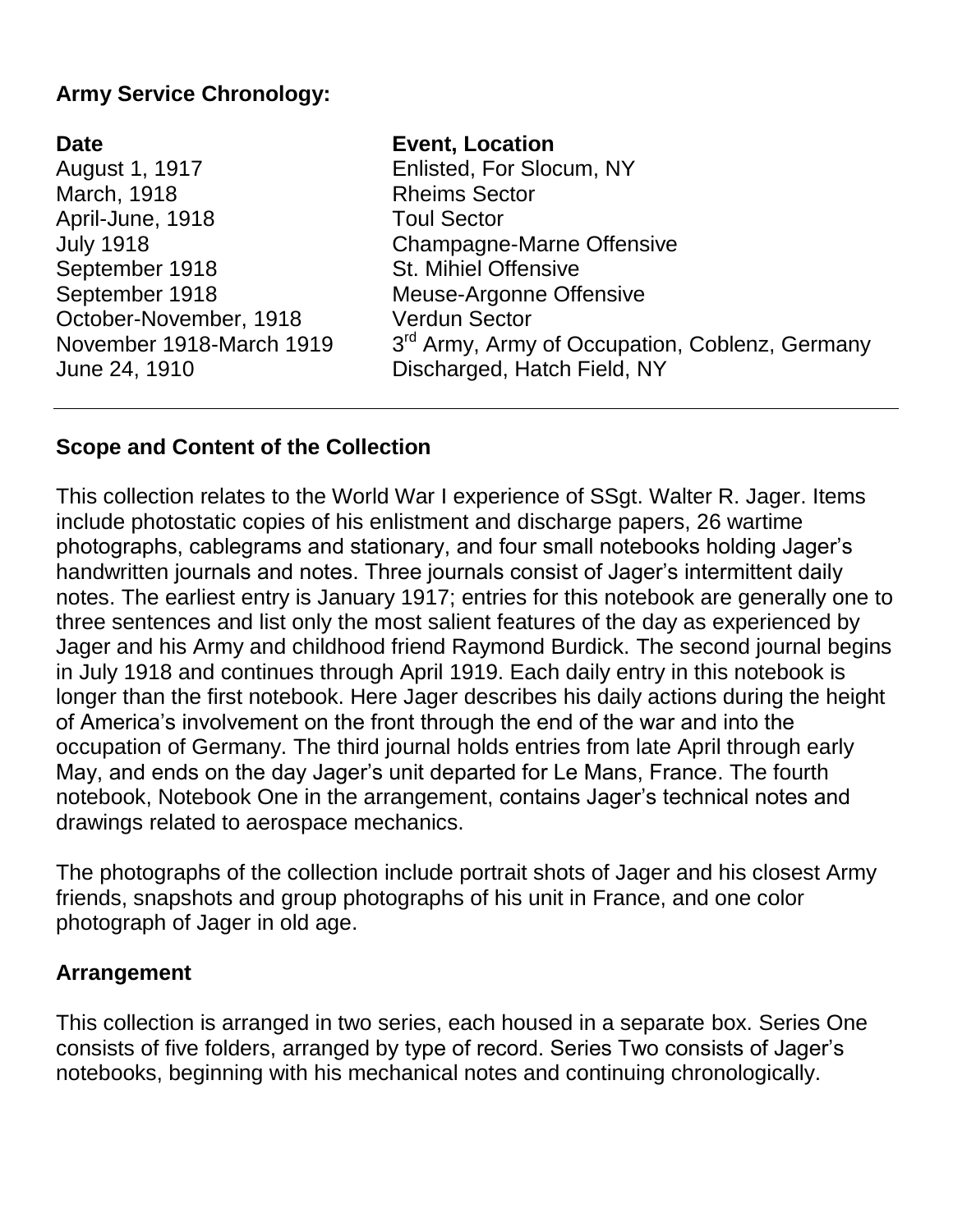**Army Service Chronology:**

| Date | Event, Location |
| --- | --- |
| August 1, 1917 | Enlisted, For Slocum, NY |
| March, 1918 | Rheims Sector |
| April-June, 1918 | Toul Sector |
| July 1918 | Champagne-Marne Offensive |
| September 1918 | St. Mihiel Offensive |
| September 1918 | Meuse-Argonne Offensive |
| October-November, 1918 | Verdun Sector |
| November 1918-March 1919 | 3rd Army, Army of Occupation, Coblenz, Germany |
| June 24, 1910 | Discharged, Hatch Field, NY |

---

## Scope and Content of the Collection

This collection relates to the World War I experience of SSgt. Walter R. Jager. Items include photostatic copies of his enlistment and discharge papers, 26 wartime photographs, cablegrams and stationary, and four small notebooks holding Jager's handwritten journals and notes. Three journals consist of Jager's intermittent daily notes. The earliest entry is January 1917; entries for this notebook are generally one to three sentences and list only the most salient features of the day as experienced by Jager and his Army and childhood friend Raymond Burdick. The second journal begins in July 1918 and continues through April 1919. Each daily entry in this notebook is longer than the first notebook. Here Jager describes his daily actions during the height of America's involvement on the front through the end of the war and into the occupation of Germany. The third journal holds entries from late April through early May, and ends on the day Jager's unit departed for Le Mans, France. The fourth notebook, Notebook One in the arrangement, contains Jager's technical notes and drawings related to aerospace mechanics.

The photographs of the collection include portrait shots of Jager and his closest Army friends, snapshots and group photographs of his unit in France, and one color photograph of Jager in old age.

## Arrangement

This collection is arranged in two series, each housed in a separate box. Series One consists of five folders, arranged by type of record. Series Two consists of Jager's notebooks, beginning with his mechanical notes and continuing chronologically.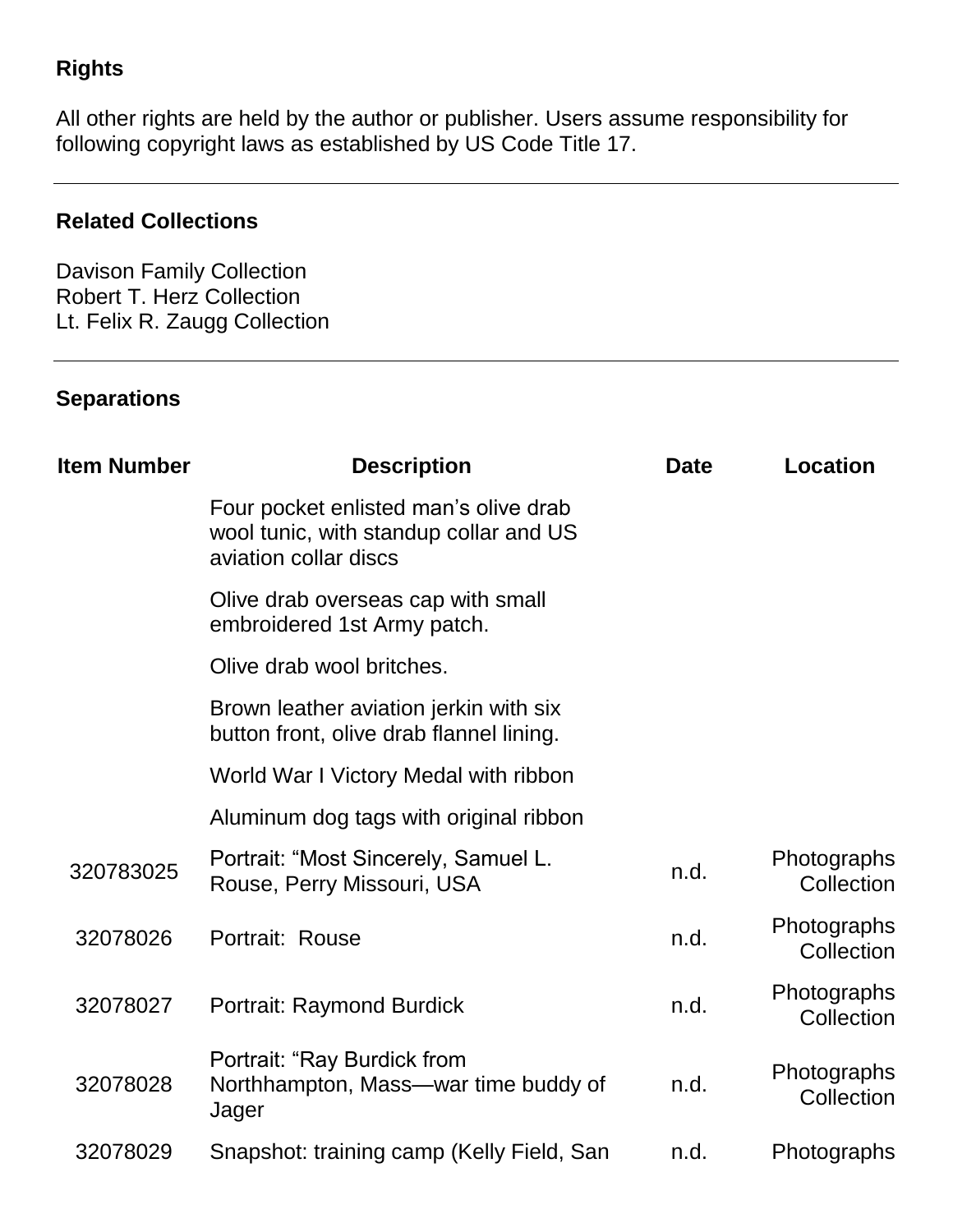### Rights

All other rights are held by the author or publisher. Users assume responsibility for following copyright laws as established by US Code Title 17.

---

### Related Collections

Davison Family Collection
Robert T. Herz Collection
Lt. Felix R. Zaugg Collection

---

### Separations

| Item Number | Description | Date | Location |
|---|---|---|---|
| | Four pocket enlisted man's olive drab wool tunic, with standup collar and US aviation collar discs | | |
| | Olive drab overseas cap with small embroidered 1st Army patch. | | |
| | Olive drab wool britches. | | |
| | Brown leather aviation jerkin with six button front, olive drab flannel lining. | | |
| | World War I Victory Medal with ribbon | | |
| | Aluminum dog tags with original ribbon | | |
| 320783025 | Portrait: "Most Sincerely, Samuel L. Rouse, Perry Missouri, USA | n.d. | Photographs Collection |
| 32078026 | Portrait: Rouse | n.d. | Photographs Collection |
| 32078027 | Portrait: Raymond Burdick | n.d. | Photographs Collection |
| 32078028 | Portrait: "Ray Burdick from Northhampton, Mass—war time buddy of Jager | n.d. | Photographs Collection |
| 32078029 | Snapshot: training camp (Kelly Field, San | n.d. | Photographs |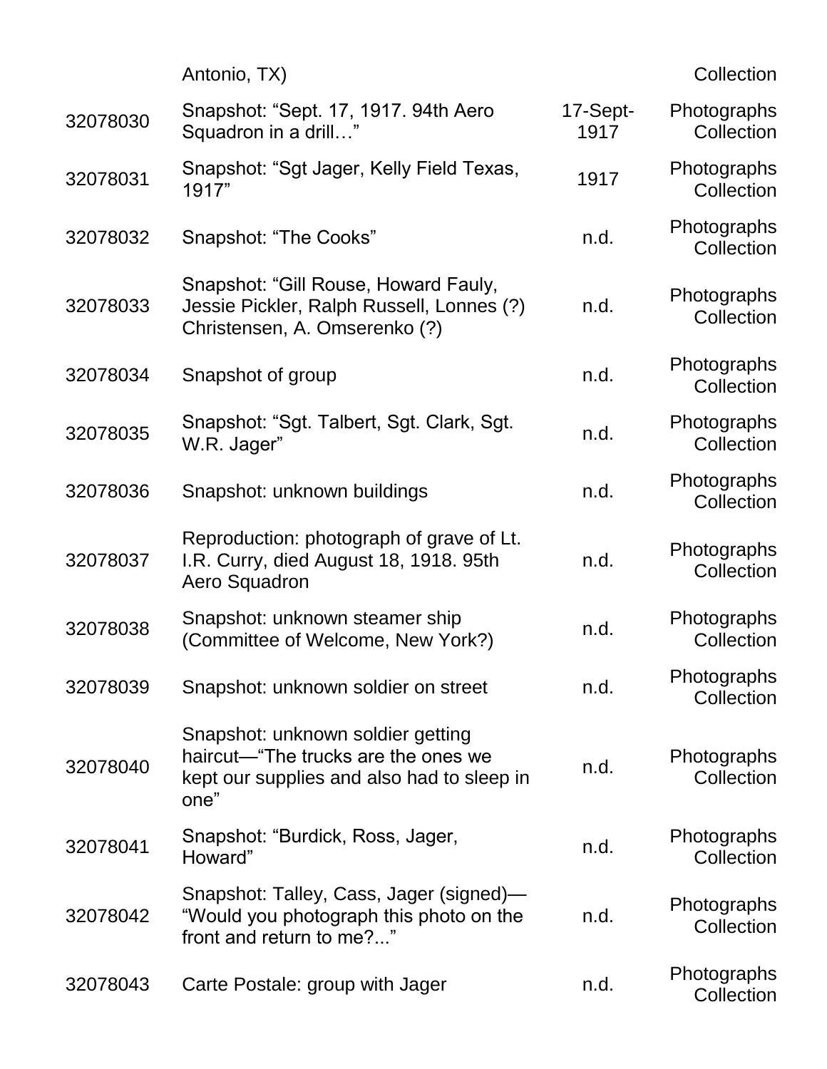| | | | |
|---|---|---|---|
| | Antonio, TX) | | Collection |
| 32078030 | Snapshot: “Sept. 17, 1917. 94th Aero Squadron in a drill…” | 17-Sept-1917 | Photographs Collection |
| 32078031 | Snapshot: “Sgt Jager, Kelly Field Texas, 1917” | 1917 | Photographs Collection |
| 32078032 | Snapshot: “The Cooks” | n.d. | Photographs Collection |
| 32078033 | Snapshot: “Gill Rouse, Howard Fauly, Jessie Pickler, Ralph Russell, Lonnes (?) Christensen, A. Omserenko (?) | n.d. | Photographs Collection |
| 32078034 | Snapshot of group | n.d. | Photographs Collection |
| 32078035 | Snapshot: “Sgt. Talbert, Sgt. Clark, Sgt. W.R. Jager” | n.d. | Photographs Collection |
| 32078036 | Snapshot: unknown buildings | n.d. | Photographs Collection |
| 32078037 | Reproduction: photograph of grave of Lt. I.R. Curry, died August 18, 1918. 95th Aero Squadron | n.d. | Photographs Collection |
| 32078038 | Snapshot: unknown steamer ship (Committee of Welcome, New York?) | n.d. | Photographs Collection |
| 32078039 | Snapshot: unknown soldier on street | n.d. | Photographs Collection |
| 32078040 | Snapshot: unknown soldier getting haircut—“The trucks are the ones we kept our supplies and also had to sleep in one” | n.d. | Photographs Collection |
| 32078041 | Snapshot: “Burdick, Ross, Jager, Howard” | n.d. | Photographs Collection |
| 32078042 | Snapshot: Talley, Cass, Jager (signed)—“Would you photograph this photo on the front and return to me?...” | n.d. | Photographs Collection |
| 32078043 | Carte Postale: group with Jager | n.d. | Photographs Collection |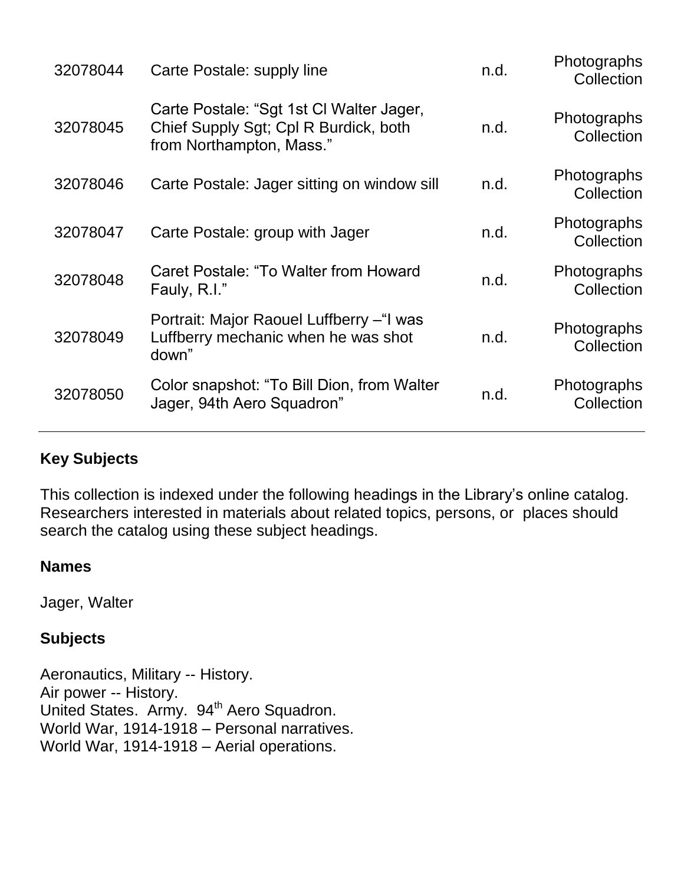| 32078044 | Carte Postale: supply line | n.d. | Photographs Collection |
|---|---|---|---|
| 32078045 | Carte Postale: "Sgt 1st Cl Walter Jager, Chief Supply Sgt; Cpl R Burdick, both from Northampton, Mass." | n.d. | Photographs Collection |
| 32078046 | Carte Postale: Jager sitting on window sill | n.d. | Photographs Collection |
| 32078047 | Carte Postale: group with Jager | n.d. | Photographs Collection |
| 32078048 | Caret Postale: "To Walter from Howard Fauly, R.I." | n.d. | Photographs Collection |
| 32078049 | Portrait: Major Raouel Luffberry –"I was Luffberry mechanic when he was shot down" | n.d. | Photographs Collection |
| 32078050 | Color snapshot: "To Bill Dion, from Walter Jager, 94th Aero Squadron" | n.d. | Photographs Collection |

## Key Subjects

This collection is indexed under the following headings in the Library's online catalog. Researchers interested in materials about related topics, persons, or places should search the catalog using these subject headings.

### Names

Jager, Walter

### Subjects

Aeronautics, Military -- History.
Air power -- History.
United States. Army. 94th Aero Squadron.
World War, 1914-1918 – Personal narratives.
World War, 1914-1918 – Aerial operations.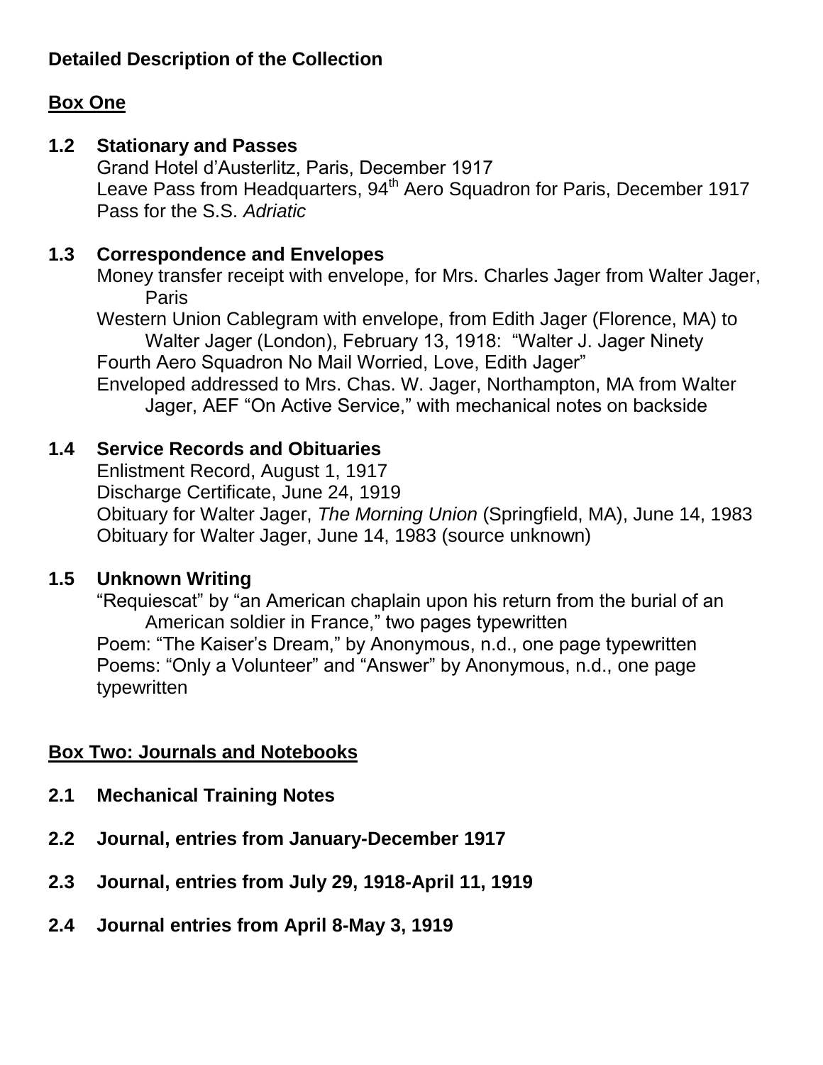**Detailed Description of the Collection**

**Box One**

**1.2 Stationary and Passes**

Grand Hotel d'Austerlitz, Paris, December 1917
Leave Pass from Headquarters, 94th Aero Squadron for Paris, December 1917
Pass for the S.S. *Adriatic*

**1.3 Correspondence and Envelopes**

Money transfer receipt with envelope, for Mrs. Charles Jager from Walter Jager, Paris
Western Union Cablegram with envelope, from Edith Jager (Florence, MA) to Walter Jager (London), February 13, 1918: "Walter J. Jager Ninety Fourth Aero Squadron No Mail Worried, Love, Edith Jager"
Enveloped addressed to Mrs. Chas. W. Jager, Northampton, MA from Walter Jager, AEF "On Active Service," with mechanical notes on backside

**1.4 Service Records and Obituaries**

Enlistment Record, August 1, 1917
Discharge Certificate, June 24, 1919
Obituary for Walter Jager, *The Morning Union* (Springfield, MA), June 14, 1983
Obituary for Walter Jager, June 14, 1983 (source unknown)

**1.5 Unknown Writing**

"Requiescat" by "an American chaplain upon his return from the burial of an American soldier in France," two pages typewritten
Poem: "The Kaiser's Dream," by Anonymous, n.d., one page typewritten
Poems: "Only a Volunteer" and "Answer" by Anonymous, n.d., one page typewritten

**Box Two: Journals and Notebooks**

**2.1 Mechanical Training Notes**

**2.2 Journal, entries from January-December 1917**

**2.3 Journal, entries from July 29, 1918-April 11, 1919**

**2.4 Journal entries from April 8-May 3, 1919**